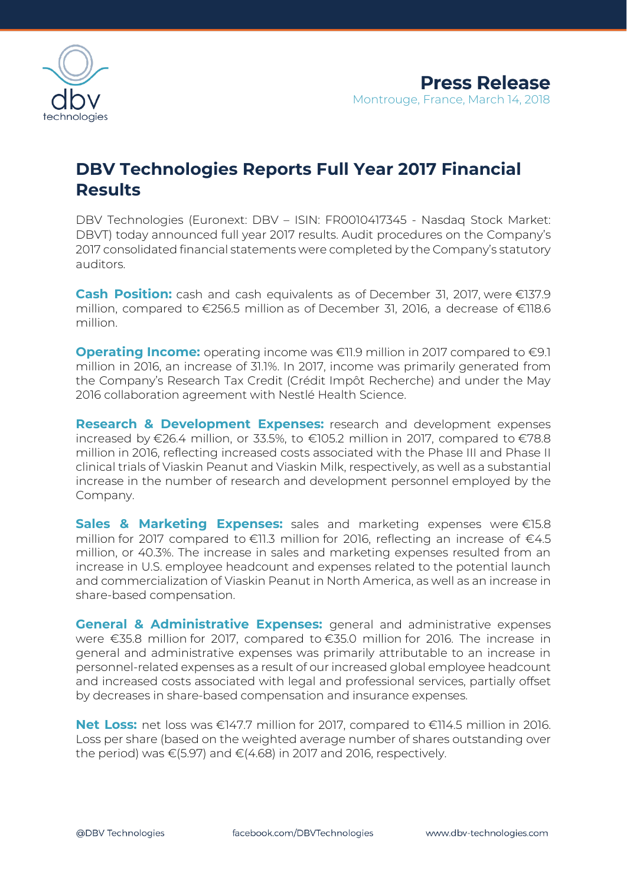**Press Release**

Montrouge, France, March 14, 2018

# DBV Technologies Reports Full Year 2017 Financial Results

DBV Technologies (Euronext: DBV – ISIN: FR0010417345 - Nasdaq Stock Market: DBVT) today announced full year 2017 results. Audit procedures on the Company's 2017 consolidated financial statements were completed by the Company's statutory auditors.

**Cash Position:** cash and cash equivalents as of December 31, 2017, were €137.9 million, compared to €256.5 million as of December 31, 2016, a decrease of €118.6 million.

**Operating Income:** operating income was €11.9 million in 2017 compared to €9.1 million in 2016, an increase of 31.1%. In 2017, income was primarily generated from the Company's Research Tax Credit (Crédit Impôt Recherche) and under the May 2016 collaboration agreement with Nestlé Health Science.

**Research & Development Expenses:** research and development expenses increased by €26.4 million, or 33.5%, to €105.2 million in 2017, compared to €78.8 million in 2016, reflecting increased costs associated with the Phase III and Phase II clinical trials of Viaskin Peanut and Viaskin Milk, respectively, as well as a substantial increase in the number of research and development personnel employed by the Company.

**Sales & Marketing Expenses:** sales and marketing expenses were €15.8 million for 2017 compared to €11.3 million for 2016, reflecting an increase of €4.5 million, or 40.3%. The increase in sales and marketing expenses resulted from an increase in U.S. employee headcount and expenses related to the potential launch and commercialization of Viaskin Peanut in North America, as well as an increase in share-based compensation.

**General & Administrative Expenses:** general and administrative expenses were €35.8 million for 2017, compared to €35.0 million for 2016. The increase in general and administrative expenses was primarily attributable to an increase in personnel-related expenses as a result of our increased global employee headcount and increased costs associated with legal and professional services, partially offset by decreases in share-based compensation and insurance expenses.

**Net Loss:** net loss was €147.7 million for 2017, compared to €114.5 million in 2016. Loss per share (based on the weighted average number of shares outstanding over the period) was €(5.97) and €(4.68) in 2017 and 2016, respectively.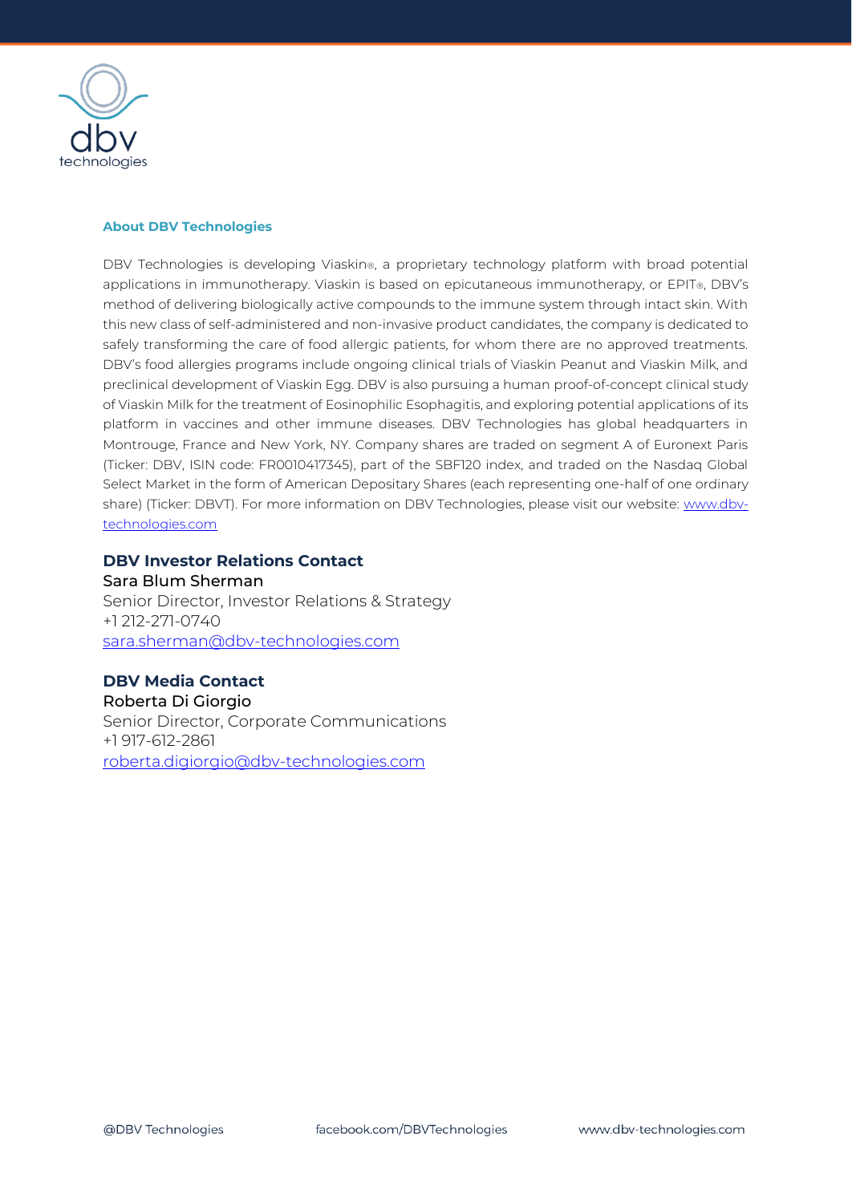## About DBV Technologies

DBV Technologies is developing Viaskin®, a proprietary technology platform with broad potential applications in immunotherapy. Viaskin is based on epicutaneous immunotherapy, or EPIT®, DBV's method of delivering biologically active compounds to the immune system through intact skin. With this new class of self-administered and non-invasive product candidates, the company is dedicated to safely transforming the care of food allergic patients, for whom there are no approved treatments. DBV's food allergies programs include ongoing clinical trials of Viaskin Peanut and Viaskin Milk, and preclinical development of Viaskin Egg. DBV is also pursuing a human proof-of-concept clinical study of Viaskin Milk for the treatment of Eosinophilic Esophagitis, and exploring potential applications of its platform in vaccines and other immune diseases. DBV Technologies has global headquarters in Montrouge, France and New York, NY. Company shares are traded on segment A of Euronext Paris (Ticker: DBV, ISIN code: FR0010417345), part of the SBF120 index, and traded on the Nasdaq Global Select Market in the form of American Depositary Shares (each representing one-half of one ordinary share) (Ticker: DBVT). For more information on DBV Technologies, please visit our website: www.dbv-technologies.com

**DBV Investor Relations Contact**
Sara Blum Sherman
Senior Director, Investor Relations & Strategy
+1 212-271-0740
sara.sherman@dbv-technologies.com

**DBV Media Contact**
Roberta Di Giorgio
Senior Director, Corporate Communications
+1 917-612-2861
roberta.digiorgio@dbv-technologies.com

@DBV Technologies facebook.com/DBVTechnologies www.dbv-technologies.com